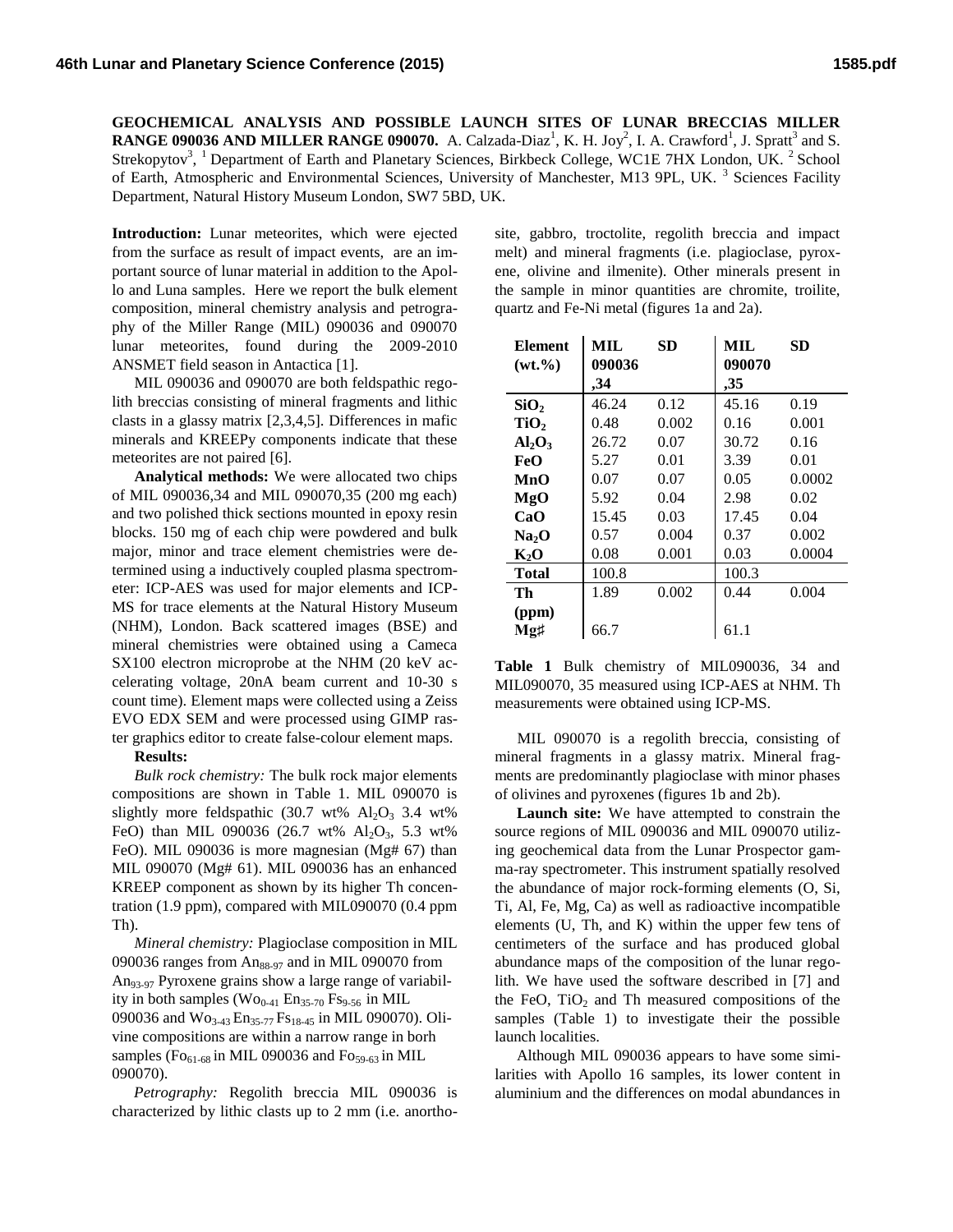# GEOCHEMICAL ANALYSIS AND POSSIBLE LAUNCH SITES OF LUNAR BRECCIAS MILLER RANGE 090036 AND MILLER RANGE 090070.

A. Calzada-Diaz[1], K. H. Joy[2], I. A. Crawford[1], J. Spratt[3] and S. Strekopytov[3], [1] Department of Earth and Planetary Sciences, Birkbeck College, WC1E 7HX London, UK. [2] School of Earth, Atmospheric and Environmental Sciences, University of Manchester, M13 9PL, UK. [3] Sciences Facility Department, Natural History Museum London, SW7 5BD, UK.

**Introduction:** Lunar meteorites, which were ejected from the surface as result of impact events, are an important source of lunar material in addition to the Apollo and Luna samples. Here we report the bulk element composition, mineral chemistry analysis and petrography of the Miller Range (MIL) 090036 and 090070 lunar meteorites, found during the 2009-2010 ANSMET field season in Antactica [1].

MIL 090036 and 090070 are both feldspathic regolith breccias consisting of mineral fragments and lithic clasts in a glassy matrix [2,3,4,5]. Differences in mafic minerals and KREEPy components indicate that these meteorites are not paired [6].

**Analytical methods:** We were allocated two chips of MIL 090036,34 and MIL 090070,35 (200 mg each) and two polished thick sections mounted in epoxy resin blocks. 150 mg of each chip were powdered and bulk major, minor and trace element chemistries were determined using a inductively coupled plasma spectrometer: ICP-AES was used for major elements and ICP-MS for trace elements at the Natural History Museum (NHM), London. Back scattered images (BSE) and mineral chemistries were obtained using a Cameca SX100 electron microprobe at the NHM (20 keV accelerating voltage, 20nA beam current and 10-30 s count time). Element maps were collected using a Zeiss EVO EDX SEM and were processed using GIMP raster graphics editor to create false-colour element maps.

**Results:**

*Bulk rock chemistry:* The bulk rock major elements compositions are shown in Table 1. MIL 090070 is slightly more feldspathic (30.7 wt% $Al_2O_3$ 3.4 wt% FeO) than MIL 090036 (26.7 wt% $Al_2O_3$, 5.3 wt% FeO). MIL 090036 is more magnesian (Mg# 67) than MIL 090070 (Mg# 61). MIL 090036 has an enhanced KREEP component as shown by its higher Th concentration (1.9 ppm), compared with MIL090070 (0.4 ppm Th).

*Mineral chemistry:* Plagioclase composition in MIL 090036 ranges from $An_{88\text{-}97}$ and in MIL 090070 from $An_{93\text{-}97}$ Pyroxene grains show a large range of variability in both samples ($Wo_{0\text{-}41}$ $En_{35\text{-}70}$ $Fs_{9\text{-}56}$ in MIL 090036 and $Wo_{3\text{-}43}$ $En_{35\text{-}77}$ $Fs_{18\text{-}45}$ in MIL 090070). Olivine compositions are within a narrow range in borh samples ($Fo_{61\text{-}68}$ in MIL 090036 and $Fo_{59\text{-}63}$ in MIL 090070).

*Petrography:* Regolith breccia MIL 090036 is characterized by lithic clasts up to 2 mm (i.e. anorthosite, gabbro, troctolite, regolith breccia and impact melt) and mineral fragments (i.e. plagioclase, pyroxene, olivine and ilmenite). Other minerals present in the sample in minor quantities are chromite, troilite, quartz and Fe-Ni metal (figures 1a and 2a).

| Element (wt.%) | MIL 090036 ,34 | SD | MIL 090070 ,35 | SD |
|---|---|---|---|---|
| $SiO_2$ | 46.24 | 0.12 | 45.16 | 0.19 |
| $TiO_2$ | 0.48 | 0.002 | 0.16 | 0.001 |
| $Al_2O_3$ | 26.72 | 0.07 | 30.72 | 0.16 |
| FeO | 5.27 | 0.01 | 3.39 | 0.01 |
| MnO | 0.07 | 0.07 | 0.05 | 0.0002 |
| MgO | 5.92 | 0.04 | 2.98 | 0.02 |
| CaO | 15.45 | 0.03 | 17.45 | 0.04 |
| $Na_2O$ | 0.57 | 0.004 | 0.37 | 0.002 |
| $K_2O$ | 0.08 | 0.001 | 0.03 | 0.0004 |
| **Total** | 100.8 | | 100.3 | |
| Th (ppm) | 1.89 | 0.002 | 0.44 | 0.004 |
| Mg♯ | 66.7 | | 61.1 | |

**Table 1** Bulk chemistry of MIL090036, 34 and MIL090070, 35 measured using ICP-AES at NHM. Th measurements were obtained using ICP-MS.

MIL 090070 is a regolith breccia, consisting of mineral fragments in a glassy matrix. Mineral fragments are predominantly plagioclase with minor phases of olivines and pyroxenes (figures 1b and 2b).

**Launch site:** We have attempted to constrain the source regions of MIL 090036 and MIL 090070 utilizing geochemical data from the Lunar Prospector gamma-ray spectrometer. This instrument spatially resolved the abundance of major rock-forming elements (O, Si, Ti, Al, Fe, Mg, Ca) as well as radioactive incompatible elements (U, Th, and K) within the upper few tens of centimeters of the surface and has produced global abundance maps of the composition of the lunar regolith. We have used the software described in [7] and the FeO, $TiO_2$ and Th measured compositions of the samples (Table 1) to investigate their the possible launch localities.

Although MIL 090036 appears to have some similarities with Apollo 16 samples, its lower content in aluminium and the differences on modal abundances in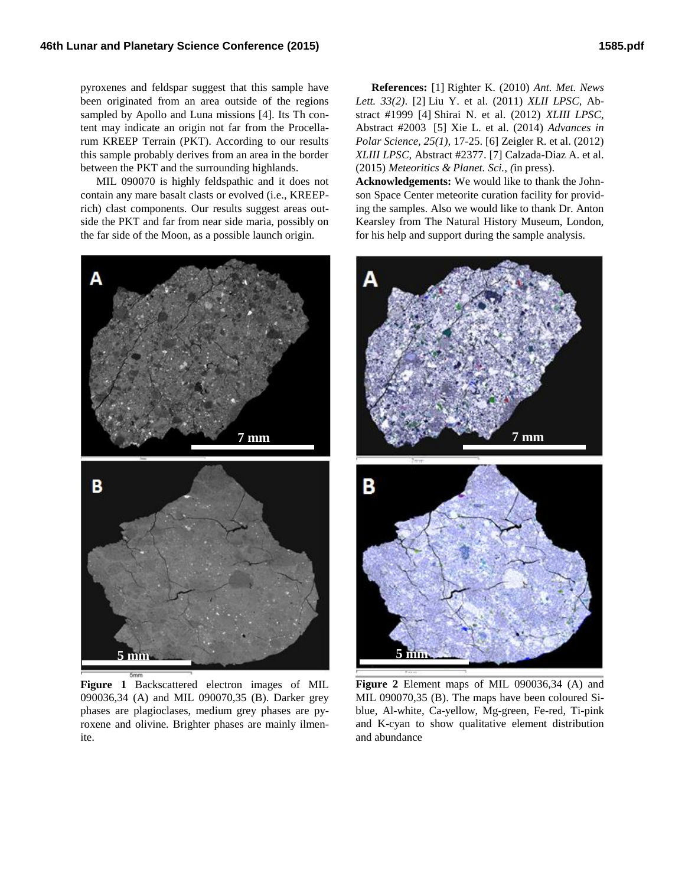pyroxenes and feldspar suggest that this sample have been originated from an area outside of the regions sampled by Apollo and Luna missions [4]. Its Th content may indicate an origin not far from the Procellarum KREEP Terrain (PKT). According to our results this sample probably derives from an area in the border between the PKT and the surrounding highlands.

MIL 090070 is highly feldspathic and it does not contain any mare basalt clasts or evolved (i.e., KREEP-rich) clast components. Our results suggest areas outside the PKT and far from near side maria, possibly on the far side of the Moon, as a possible launch origin.

**References:** [1] Righter K. (2010) *Ant. Met. News Lett. 33(2)*. [2] Liu Y. et al. (2011) *XLII LPSC,* Abstract #1999 [4] Shirai N. et al. (2012) *XLIII LPSC*, Abstract #2003 [5] Xie L. et al. (2014) *Advances in Polar Science, 25(1)*, 17-25. [6] Zeigler R. et al. (2012) *XLIII LPSC*, Abstract #2377. [7] Calzada-Diaz A. et al. (2015) *Meteoritics & Planet. Sci., (*in press).

**Acknowledgements:** We would like to thank the Johnson Space Center meteorite curation facility for providing the samples. Also we would like to thank Dr. Anton Kearsley from The Natural History Museum, London, for his help and support during the sample analysis.

A
7 mm
B
5 mm

**Figure 1** Backscattered electron images of MIL 090036,34 (A) and MIL 090070,35 (B). Darker grey phases are plagioclases, medium grey phases are pyroxene and olivine. Brighter phases are mainly ilmenite.

A
7 mm
B
5 mm

**Figure 2** Element maps of MIL 090036,34 (A) and MIL 090070,35 (B). The maps have been coloured Si-blue, Al-white, Ca-yellow, Mg-green, Fe-red, Ti-pink and K-cyan to show qualitative element distribution and abundance